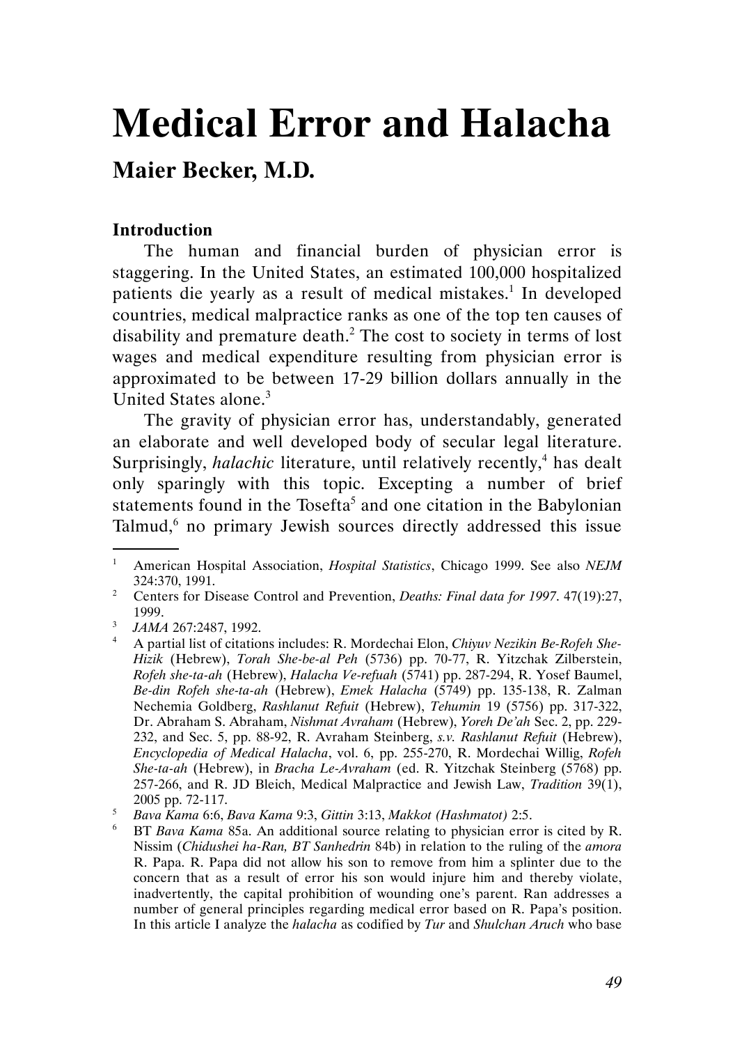# Medical Error and Halacha

## Maier Becker, M.D.

### Introduction

The human and financial burden of physician error is staggering. In the United States, an estimated 100,000 hospitalized patients die yearly as a result of medical mistakes.[1] In developed countries, medical malpractice ranks as one of the top ten causes of disability and premature death.[2] The cost to society in terms of lost wages and medical expenditure resulting from physician error is approximated to be between 17-29 billion dollars annually in the United States alone.[3]

The gravity of physician error has, understandably, generated an elaborate and well developed body of secular legal literature. Surprisingly, *halachic* literature, until relatively recently,[4] has dealt only sparingly with this topic. Excepting a number of brief statements found in the Tosefta[5] and one citation in the Babylonian Talmud,[6] no primary Jewish sources directly addressed this issue

---

1. American Hospital Association, *Hospital Statistics*, Chicago 1999. See also *NEJM* 324:370, 1991.
2. Centers for Disease Control and Prevention, *Deaths: Final data for 1997*. 47(19):27, 1999.
3. *JAMA* 267:2487, 1992.
4. A partial list of citations includes: R. Mordechai Elon, *Chiyuv Nezikin Be-Rofeh She-Hizik* (Hebrew), *Torah She-be-al Peh* (5736) pp. 70-77, R. Yitzchak Zilberstein, *Rofeh she-ta-ah* (Hebrew), *Halacha Ve-refuah* (5741) pp. 287-294, R. Yosef Baumel, *Be-din Rofeh she-ta-ah* (Hebrew), *Emek Halacha* (5749) pp. 135-138, R. Zalman Nechemia Goldberg, *Rashlanut Refuit* (Hebrew), *Tehumin* 19 (5756) pp. 317-322, Dr. Abraham S. Abraham, *Nishmat Avraham* (Hebrew), *Yoreh De'ah* Sec. 2, pp. 229-232, and Sec. 5, pp. 88-92, R. Avraham Steinberg, *s.v. Rashlanut Refuit* (Hebrew), *Encyclopedia of Medical Halacha*, vol. 6, pp. 255-270, R. Mordechai Willig, *Rofeh She-ta-ah* (Hebrew), in *Bracha Le-Avraham* (ed. R. Yitzchak Steinberg (5768) pp. 257-266, and R. JD Bleich, Medical Malpractice and Jewish Law, *Tradition* 39(1), 2005 pp. 72-117.
5. *Bava Kama* 6:6, *Bava Kama* 9:3, *Gittin* 3:13, *Makkot (Hashmatot)* 2:5.
6. BT *Bava Kama* 85a. An additional source relating to physician error is cited by R. Nissim (*Chidushei ha-Ran, BT Sanhedrin* 84b) in relation to the ruling of the *amora* R. Papa. R. Papa did not allow his son to remove from him a splinter due to the concern that as a result of error his son would injure him and thereby violate, inadvertently, the capital prohibition of wounding one's parent. Ran addresses a number of general principles regarding medical error based on R. Papa's position. In this article I analyze the *halacha* as codified by *Tur* and *Shulchan Aruch* who base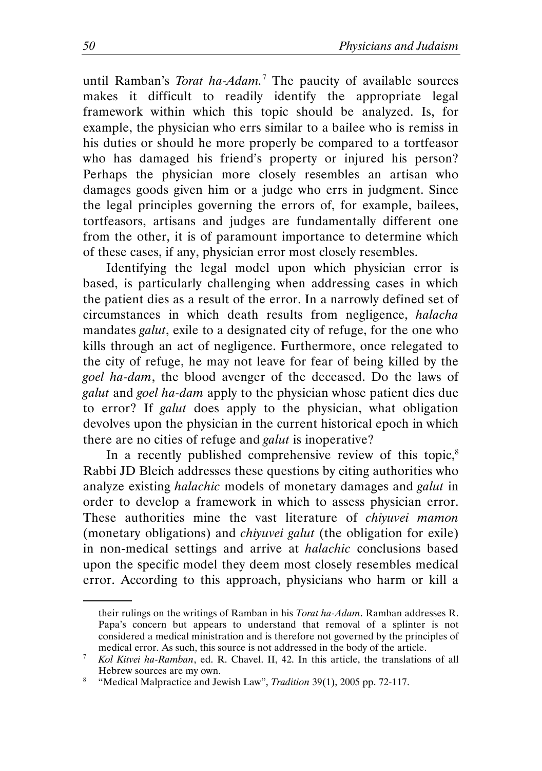until Ramban's *Torat ha-Adam.*[7] The paucity of available sources makes it difficult to readily identify the appropriate legal framework within which this topic should be analyzed. Is, for example, the physician who errs similar to a bailee who is remiss in his duties or should he more properly be compared to a tortfeasor who has damaged his friend's property or injured his person? Perhaps the physician more closely resembles an artisan who damages goods given him or a judge who errs in judgment. Since the legal principles governing the errors of, for example, bailees, tortfeasors, artisans and judges are fundamentally different one from the other, it is of paramount importance to determine which of these cases, if any, physician error most closely resembles.

Identifying the legal model upon which physician error is based, is particularly challenging when addressing cases in which the patient dies as a result of the error. In a narrowly defined set of circumstances in which death results from negligence, *halacha* mandates *galut*, exile to a designated city of refuge, for the one who kills through an act of negligence. Furthermore, once relegated to the city of refuge, he may not leave for fear of being killed by the *goel ha-dam*, the blood avenger of the deceased. Do the laws of *galut* and *goel ha-dam* apply to the physician whose patient dies due to error? If *galut* does apply to the physician, what obligation devolves upon the physician in the current historical epoch in which there are no cities of refuge and *galut* is inoperative?

In a recently published comprehensive review of this topic,[8] Rabbi JD Bleich addresses these questions by citing authorities who analyze existing *halachic* models of monetary damages and *galut* in order to develop a framework in which to assess physician error. These authorities mine the vast literature of *chiyuvei mamon* (monetary obligations) and *chiyuvei galut* (the obligation for exile) in non-medical settings and arrive at *halachic* conclusions based upon the specific model they deem most closely resembles medical error. According to this approach, physicians who harm or kill a

---

their rulings on the writings of Ramban in his *Torat ha-Adam*. Ramban addresses R. Papa's concern but appears to understand that removal of a splinter is not considered a medical ministration and is therefore not governed by the principles of medical error. As such, this source is not addressed in the body of the article.

[7] *Kol Kitvei ha-Ramban*, ed. R. Chavel. II, 42. In this article, the translations of all Hebrew sources are my own.

[8] "Medical Malpractice and Jewish Law", *Tradition* 39(1), 2005 pp. 72-117.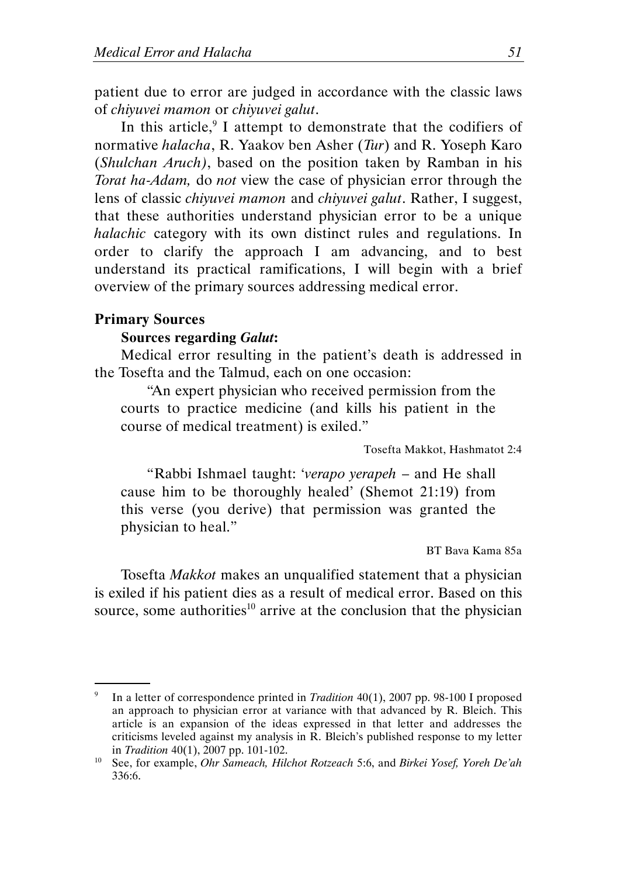patient due to error are judged in accordance with the classic laws of *chiyuvei mamon* or *chiyuvei galut*.

In this article,[9] I attempt to demonstrate that the codifiers of normative *halacha*, R. Yaakov ben Asher (*Tur*) and R. Yoseph Karo (*Shulchan Aruch)*, based on the position taken by Ramban in his *Torat ha-Adam,* do *not* view the case of physician error through the lens of classic *chiyuvei mamon* and *chiyuvei galut*. Rather, I suggest, that these authorities understand physician error to be a unique *halachic* category with its own distinct rules and regulations. In order to clarify the approach I am advancing, and to best understand its practical ramifications, I will begin with a brief overview of the primary sources addressing medical error.

## Primary Sources

### Sources regarding *Galut*:

Medical error resulting in the patient's death is addressed in the Tosefta and the Talmud, each on one occasion:

> "An expert physician who received permission from the courts to practice medicine (and kills his patient in the course of medical treatment) is exiled."
>
> Tosefta Makkot, Hashmatot 2:4

> "Rabbi Ishmael taught: '*verapo yerapeh* – and He shall cause him to be thoroughly healed' (Shemot 21:19) from this verse (you derive) that permission was granted the physician to heal."
>
> BT Bava Kama 85a

Tosefta *Makkot* makes an unqualified statement that a physician is exiled if his patient dies as a result of medical error. Based on this source, some authorities[10] arrive at the conclusion that the physician

---

[9] In a letter of correspondence printed in *Tradition* 40(1), 2007 pp. 98-100 I proposed an approach to physician error at variance with that advanced by R. Bleich. This article is an expansion of the ideas expressed in that letter and addresses the criticisms leveled against my analysis in R. Bleich's published response to my letter in *Tradition* 40(1), 2007 pp. 101-102.

[10] See, for example, *Ohr Sameach, Hilchot Rotzeach* 5:6, and *Birkei Yosef, Yoreh De'ah* 336:6.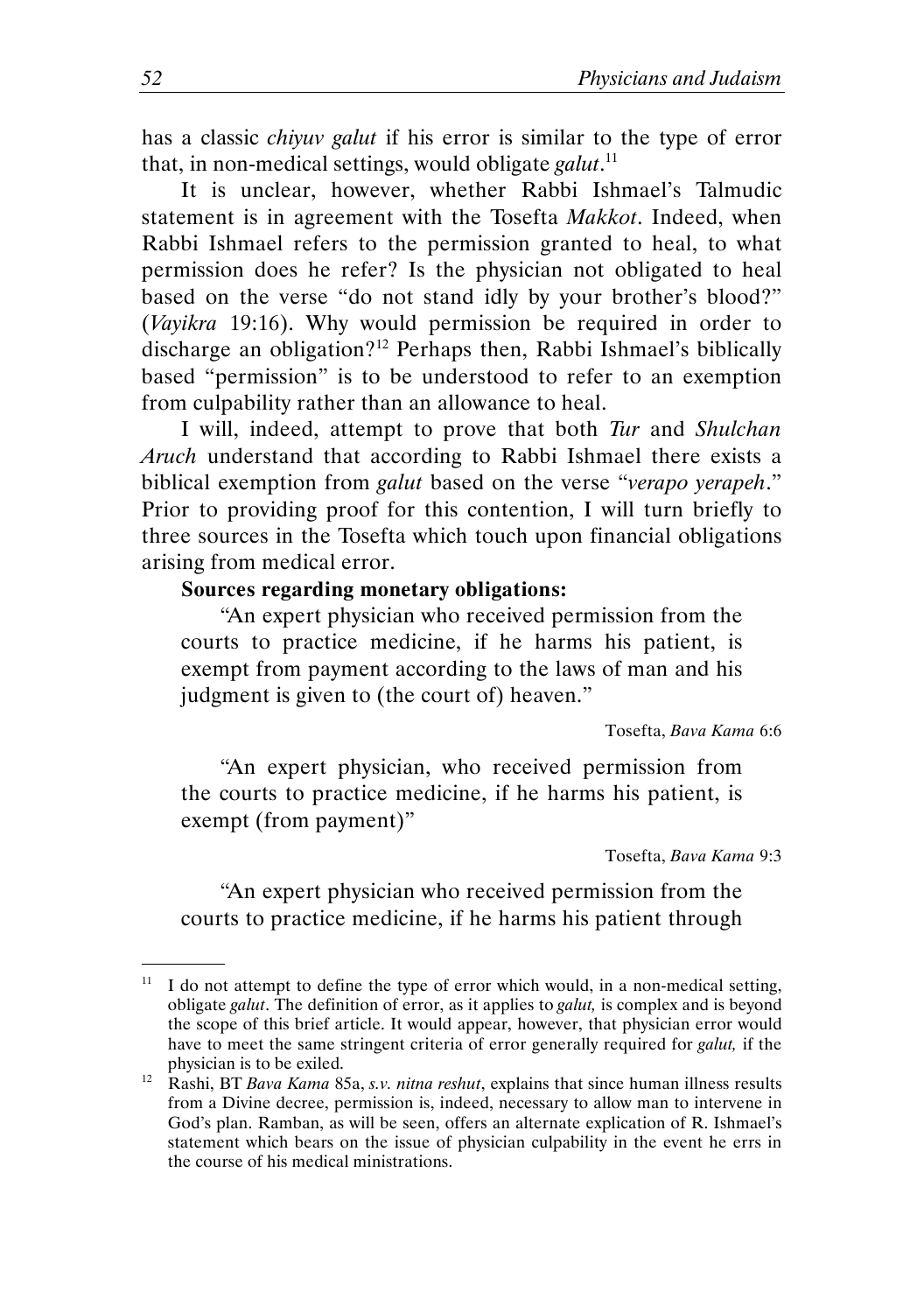has a classic *chiyuv galut* if his error is similar to the type of error that, in non-medical settings, would obligate *galut*.[11]

It is unclear, however, whether Rabbi Ishmael's Talmudic statement is in agreement with the Tosefta *Makkot*. Indeed, when Rabbi Ishmael refers to the permission granted to heal, to what permission does he refer? Is the physician not obligated to heal based on the verse "do not stand idly by your brother's blood?" (*Vayikra* 19:16). Why would permission be required in order to discharge an obligation?[12] Perhaps then, Rabbi Ishmael's biblically based "permission" is to be understood to refer to an exemption from culpability rather than an allowance to heal.

I will, indeed, attempt to prove that both *Tur* and *Shulchan Aruch* understand that according to Rabbi Ishmael there exists a biblical exemption from *galut* based on the verse "*verapo yerapeh*." Prior to providing proof for this contention, I will turn briefly to three sources in the Tosefta which touch upon financial obligations arising from medical error.

**Sources regarding monetary obligations:**

> "An expert physician who received permission from the courts to practice medicine, if he harms his patient, is exempt from payment according to the laws of man and his judgment is given to (the court of) heaven."
>
> Tosefta, *Bava Kama* 6:6

> "An expert physician, who received permission from the courts to practice medicine, if he harms his patient, is exempt (from payment)"
>
> Tosefta, *Bava Kama* 9:3

> "An expert physician who received permission from the courts to practice medicine, if he harms his patient through

---

[11] I do not attempt to define the type of error which would, in a non-medical setting, obligate *galut*. The definition of error, as it applies to *galut,* is complex and is beyond the scope of this brief article. It would appear, however, that physician error would have to meet the same stringent criteria of error generally required for *galut,* if the physician is to be exiled.

[12] Rashi, BT *Bava Kama* 85a, *s.v. nitna reshut*, explains that since human illness results from a Divine decree, permission is, indeed, necessary to allow man to intervene in God's plan. Ramban, as will be seen, offers an alternate explication of R. Ishmael's statement which bears on the issue of physician culpability in the event he errs in the course of his medical ministrations.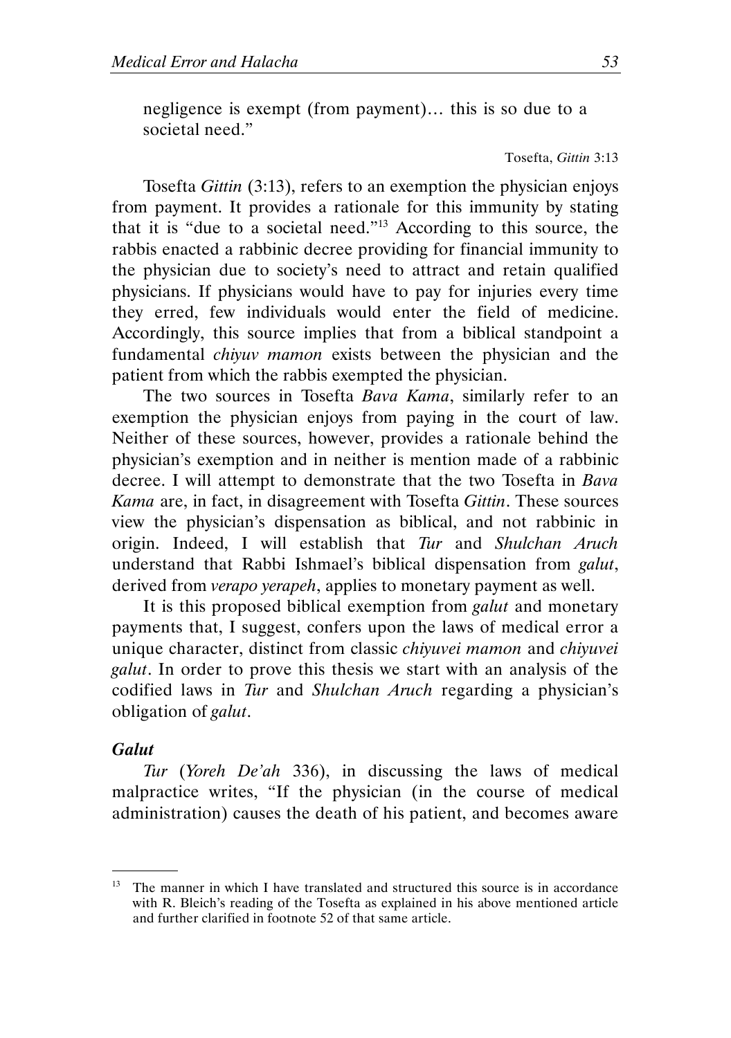negligence is exempt (from payment)… this is so due to a societal need."

Tosefta, *Gittin* 3:13

Tosefta *Gittin* (3:13), refers to an exemption the physician enjoys from payment. It provides a rationale for this immunity by stating that it is "due to a societal need."[13] According to this source, the rabbis enacted a rabbinic decree providing for financial immunity to the physician due to society's need to attract and retain qualified physicians. If physicians would have to pay for injuries every time they erred, few individuals would enter the field of medicine. Accordingly, this source implies that from a biblical standpoint a fundamental *chiyuv mamon* exists between the physician and the patient from which the rabbis exempted the physician.

The two sources in Tosefta *Bava Kama*, similarly refer to an exemption the physician enjoys from paying in the court of law. Neither of these sources, however, provides a rationale behind the physician's exemption and in neither is mention made of a rabbinic decree. I will attempt to demonstrate that the two Tosefta in *Bava Kama* are, in fact, in disagreement with Tosefta *Gittin*. These sources view the physician's dispensation as biblical, and not rabbinic in origin. Indeed, I will establish that *Tur* and *Shulchan Aruch* understand that Rabbi Ishmael's biblical dispensation from *galut*, derived from *verapo yerapeh*, applies to monetary payment as well.

It is this proposed biblical exemption from *galut* and monetary payments that, I suggest, confers upon the laws of medical error a unique character, distinct from classic *chiyuvei mamon* and *chiyuvei galut*. In order to prove this thesis we start with an analysis of the codified laws in *Tur* and *Shulchan Aruch* regarding a physician's obligation of *galut*.

### *Galut*

*Tur* (*Yoreh De'ah* 336), in discussing the laws of medical malpractice writes, "If the physician (in the course of medical administration) causes the death of his patient, and becomes aware

---

[13] The manner in which I have translated and structured this source is in accordance with R. Bleich's reading of the Tosefta as explained in his above mentioned article and further clarified in footnote 52 of that same article.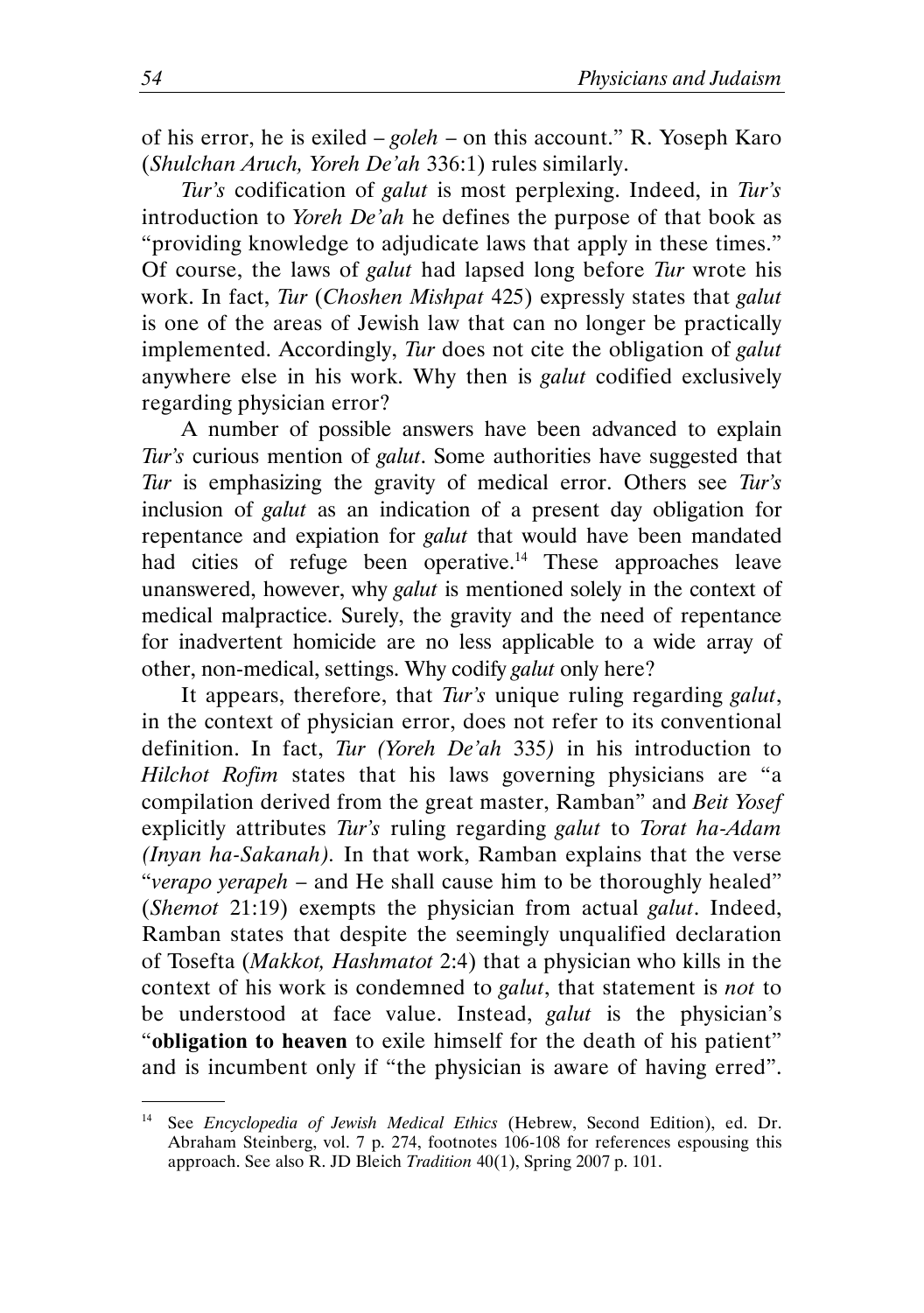of his error, he is exiled – *goleh* – on this account." R. Yoseph Karo (*Shulchan Aruch, Yoreh De'ah* 336:1) rules similarly.

*Tur's* codification of *galut* is most perplexing. Indeed, in *Tur's* introduction to *Yoreh De'ah* he defines the purpose of that book as "providing knowledge to adjudicate laws that apply in these times." Of course, the laws of *galut* had lapsed long before *Tur* wrote his work. In fact, *Tur* (*Choshen Mishpat* 425) expressly states that *galut* is one of the areas of Jewish law that can no longer be practically implemented. Accordingly, *Tur* does not cite the obligation of *galut* anywhere else in his work. Why then is *galut* codified exclusively regarding physician error?

A number of possible answers have been advanced to explain *Tur's* curious mention of *galut*. Some authorities have suggested that *Tur* is emphasizing the gravity of medical error. Others see *Tur's* inclusion of *galut* as an indication of a present day obligation for repentance and expiation for *galut* that would have been mandated had cities of refuge been operative.[14] These approaches leave unanswered, however, why *galut* is mentioned solely in the context of medical malpractice. Surely, the gravity and the need of repentance for inadvertent homicide are no less applicable to a wide array of other, non-medical, settings. Why codify *galut* only here?

It appears, therefore, that *Tur's* unique ruling regarding *galut*, in the context of physician error, does not refer to its conventional definition. In fact, *Tur (Yoreh De'ah* 335*)* in his introduction to *Hilchot Rofim* states that his laws governing physicians are "a compilation derived from the great master, Ramban" and *Beit Yosef* explicitly attributes *Tur's* ruling regarding *galut* to *Torat ha-Adam (Inyan ha-Sakanah).* In that work, Ramban explains that the verse "*verapo yerapeh* – and He shall cause him to be thoroughly healed" (*Shemot* 21:19) exempts the physician from actual *galut*. Indeed, Ramban states that despite the seemingly unqualified declaration of Tosefta (*Makkot, Hashmatot* 2:4) that a physician who kills in the context of his work is condemned to *galut*, that statement is *not* to be understood at face value. Instead, *galut* is the physician's "**obligation to heaven** to exile himself for the death of his patient" and is incumbent only if "the physician is aware of having erred".

---

[14] See *Encyclopedia of Jewish Medical Ethics* (Hebrew, Second Edition), ed. Dr. Abraham Steinberg, vol. 7 p. 274, footnotes 106-108 for references espousing this approach. See also R. JD Bleich *Tradition* 40(1), Spring 2007 p. 101.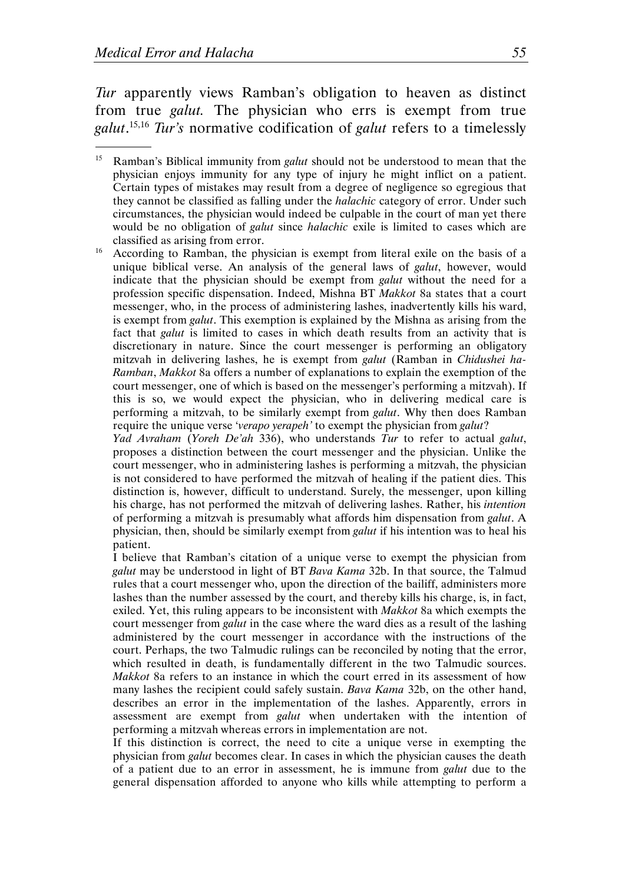*Tur* apparently views Ramban's obligation to heaven as distinct from true *galut.* The physician who errs is exempt from true *galut*.[15,16] *Tur's* normative codification of *galut* refers to a timelessly

---

[15] Ramban's Biblical immunity from *galut* should not be understood to mean that the physician enjoys immunity for any type of injury he might inflict on a patient. Certain types of mistakes may result from a degree of negligence so egregious that they cannot be classified as falling under the *halachic* category of error. Under such circumstances, the physician would indeed be culpable in the court of man yet there would be no obligation of *galut* since *halachic* exile is limited to cases which are classified as arising from error.

[16] According to Ramban, the physician is exempt from literal exile on the basis of a unique biblical verse. An analysis of the general laws of *galut*, however, would indicate that the physician should be exempt from *galut* without the need for a profession specific dispensation. Indeed, Mishna BT *Makkot* 8a states that a court messenger, who, in the process of administering lashes, inadvertently kills his ward, is exempt from *galut*. This exemption is explained by the Mishna as arising from the fact that *galut* is limited to cases in which death results from an activity that is discretionary in nature. Since the court messenger is performing an obligatory mitzvah in delivering lashes, he is exempt from *galut* (Ramban in *Chidushei ha-Ramban*, *Makkot* 8a offers a number of explanations to explain the exemption of the court messenger, one of which is based on the messenger's performing a mitzvah). If this is so, we would expect the physician, who in delivering medical care is performing a mitzvah, to be similarly exempt from *galut*. Why then does Ramban require the unique verse '*verapo yerapeh'* to exempt the physician from *galut*?

*Yad Avraham* (*Yoreh De'ah* 336), who understands *Tur* to refer to actual *galut*, proposes a distinction between the court messenger and the physician. Unlike the court messenger, who in administering lashes is performing a mitzvah, the physician is not considered to have performed the mitzvah of healing if the patient dies. This distinction is, however, difficult to understand. Surely, the messenger, upon killing his charge, has not performed the mitzvah of delivering lashes. Rather, his *intention* of performing a mitzvah is presumably what affords him dispensation from *galut*. A physician, then, should be similarly exempt from *galut* if his intention was to heal his patient.

I believe that Ramban's citation of a unique verse to exempt the physician from *galut* may be understood in light of BT *Bava Kama* 32b. In that source, the Talmud rules that a court messenger who, upon the direction of the bailiff, administers more lashes than the number assessed by the court, and thereby kills his charge, is, in fact, exiled. Yet, this ruling appears to be inconsistent with *Makkot* 8a which exempts the court messenger from *galut* in the case where the ward dies as a result of the lashing administered by the court messenger in accordance with the instructions of the court. Perhaps, the two Talmudic rulings can be reconciled by noting that the error, which resulted in death, is fundamentally different in the two Talmudic sources. *Makkot* 8a refers to an instance in which the court erred in its assessment of how many lashes the recipient could safely sustain. *Bava Kama* 32b, on the other hand, describes an error in the implementation of the lashes. Apparently, errors in assessment are exempt from *galut* when undertaken with the intention of performing a mitzvah whereas errors in implementation are not.

If this distinction is correct, the need to cite a unique verse in exempting the physician from *galut* becomes clear. In cases in which the physician causes the death of a patient due to an error in assessment, he is immune from *galut* due to the general dispensation afforded to anyone who kills while attempting to perform a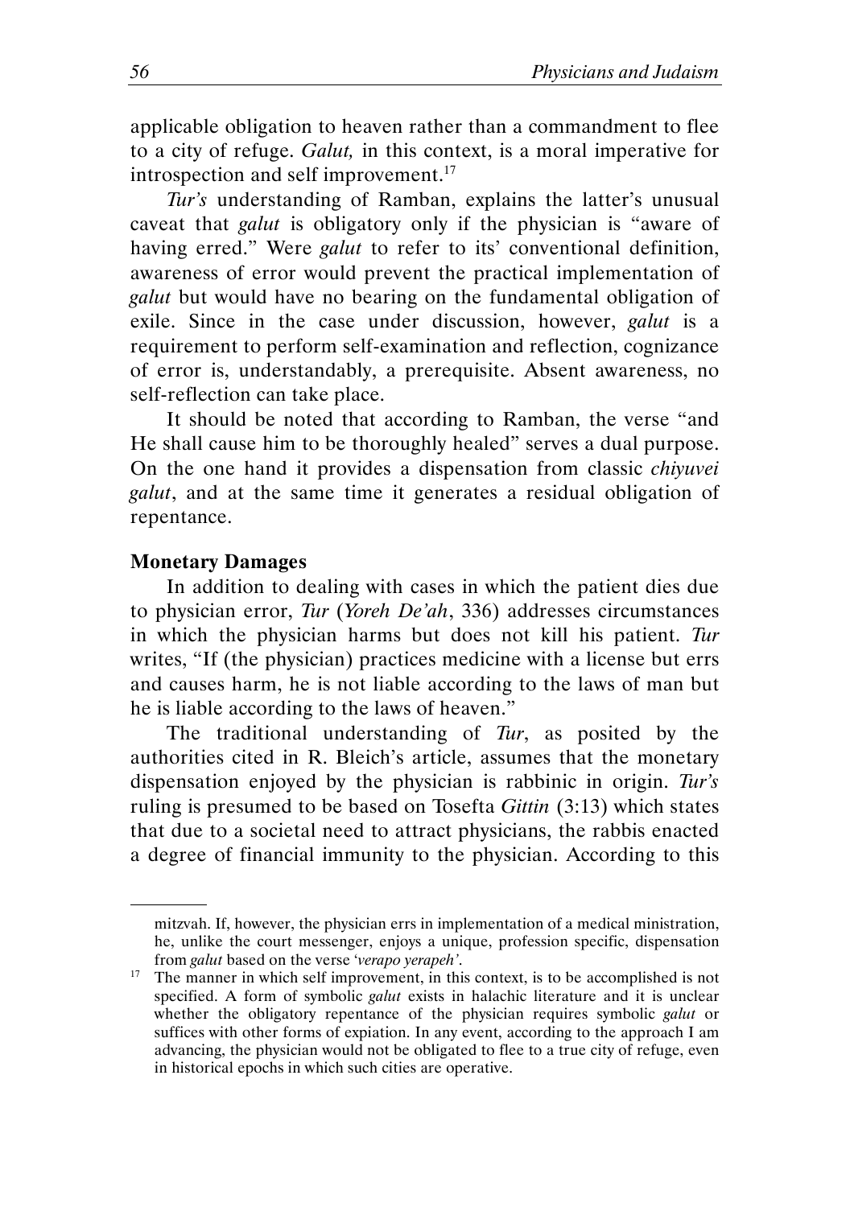applicable obligation to heaven rather than a commandment to flee to a city of refuge. *Galut,* in this context, is a moral imperative for introspection and self improvement.[17]

*Tur's* understanding of Ramban, explains the latter's unusual caveat that *galut* is obligatory only if the physician is "aware of having erred." Were *galut* to refer to its' conventional definition, awareness of error would prevent the practical implementation of *galut* but would have no bearing on the fundamental obligation of exile. Since in the case under discussion, however, *galut* is a requirement to perform self-examination and reflection, cognizance of error is, understandably, a prerequisite. Absent awareness, no self-reflection can take place.

It should be noted that according to Ramban, the verse "and He shall cause him to be thoroughly healed" serves a dual purpose. On the one hand it provides a dispensation from classic *chiyuvei galut*, and at the same time it generates a residual obligation of repentance.

**Monetary Damages**

In addition to dealing with cases in which the patient dies due to physician error, *Tur* (*Yoreh De'ah*, 336) addresses circumstances in which the physician harms but does not kill his patient. *Tur* writes, "If (the physician) practices medicine with a license but errs and causes harm, he is not liable according to the laws of man but he is liable according to the laws of heaven."

The traditional understanding of *Tur*, as posited by the authorities cited in R. Bleich's article, assumes that the monetary dispensation enjoyed by the physician is rabbinic in origin. *Tur's* ruling is presumed to be based on Tosefta *Gittin* (3:13) which states that due to a societal need to attract physicians, the rabbis enacted a degree of financial immunity to the physician. According to this

---

mitzvah. If, however, the physician errs in implementation of a medical ministration, he, unlike the court messenger, enjoys a unique, profession specific, dispensation from *galut* based on the verse '*verapo yerapeh'*.

[17] The manner in which self improvement, in this context, is to be accomplished is not specified. A form of symbolic *galut* exists in halachic literature and it is unclear whether the obligatory repentance of the physician requires symbolic *galut* or suffices with other forms of expiation. In any event, according to the approach I am advancing, the physician would not be obligated to flee to a true city of refuge, even in historical epochs in which such cities are operative.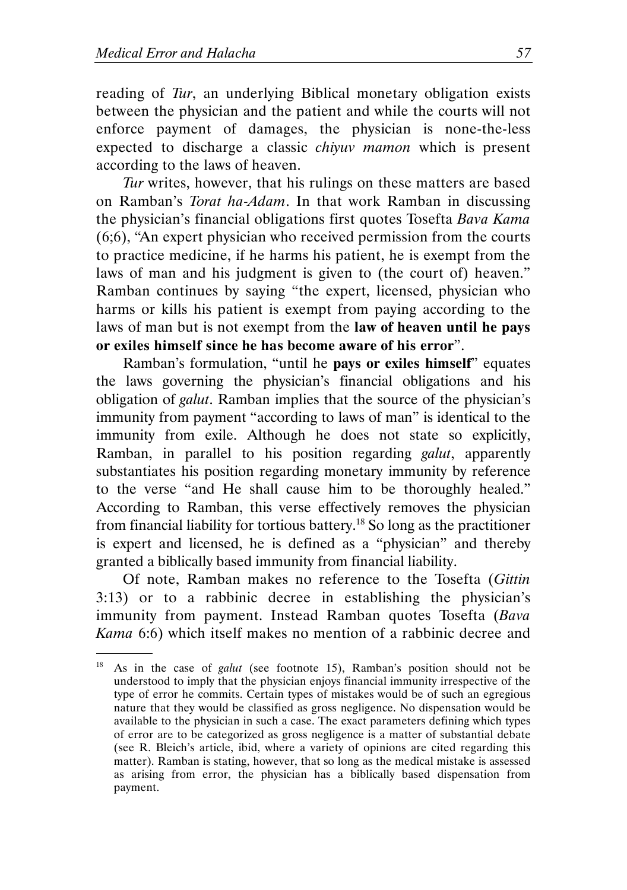reading of *Tur*, an underlying Biblical monetary obligation exists between the physician and the patient and while the courts will not enforce payment of damages, the physician is none-the-less expected to discharge a classic *chiyuv mamon* which is present according to the laws of heaven.

*Tur* writes, however, that his rulings on these matters are based on Ramban's *Torat ha-Adam*. In that work Ramban in discussing the physician's financial obligations first quotes Tosefta *Bava Kama* (6;6), "An expert physician who received permission from the courts to practice medicine, if he harms his patient, he is exempt from the laws of man and his judgment is given to (the court of) heaven." Ramban continues by saying "the expert, licensed, physician who harms or kills his patient is exempt from paying according to the laws of man but is not exempt from the **law of heaven until he pays or exiles himself since he has become aware of his error**".

Ramban's formulation, "until he **pays or exiles himself**" equates the laws governing the physician's financial obligations and his obligation of *galut*. Ramban implies that the source of the physician's immunity from payment "according to laws of man" is identical to the immunity from exile. Although he does not state so explicitly, Ramban, in parallel to his position regarding *galut*, apparently substantiates his position regarding monetary immunity by reference to the verse "and He shall cause him to be thoroughly healed." According to Ramban, this verse effectively removes the physician from financial liability for tortious battery.[18] So long as the practitioner is expert and licensed, he is defined as a "physician" and thereby granted a biblically based immunity from financial liability.

Of note, Ramban makes no reference to the Tosefta (*Gittin* 3:13) or to a rabbinic decree in establishing the physician's immunity from payment. Instead Ramban quotes Tosefta (*Bava Kama* 6:6) which itself makes no mention of a rabbinic decree and

---

[18] As in the case of *galut* (see footnote 15), Ramban's position should not be understood to imply that the physician enjoys financial immunity irrespective of the type of error he commits. Certain types of mistakes would be of such an egregious nature that they would be classified as gross negligence. No dispensation would be available to the physician in such a case. The exact parameters defining which types of error are to be categorized as gross negligence is a matter of substantial debate (see R. Bleich's article, ibid, where a variety of opinions are cited regarding this matter). Ramban is stating, however, that so long as the medical mistake is assessed as arising from error, the physician has a biblically based dispensation from payment.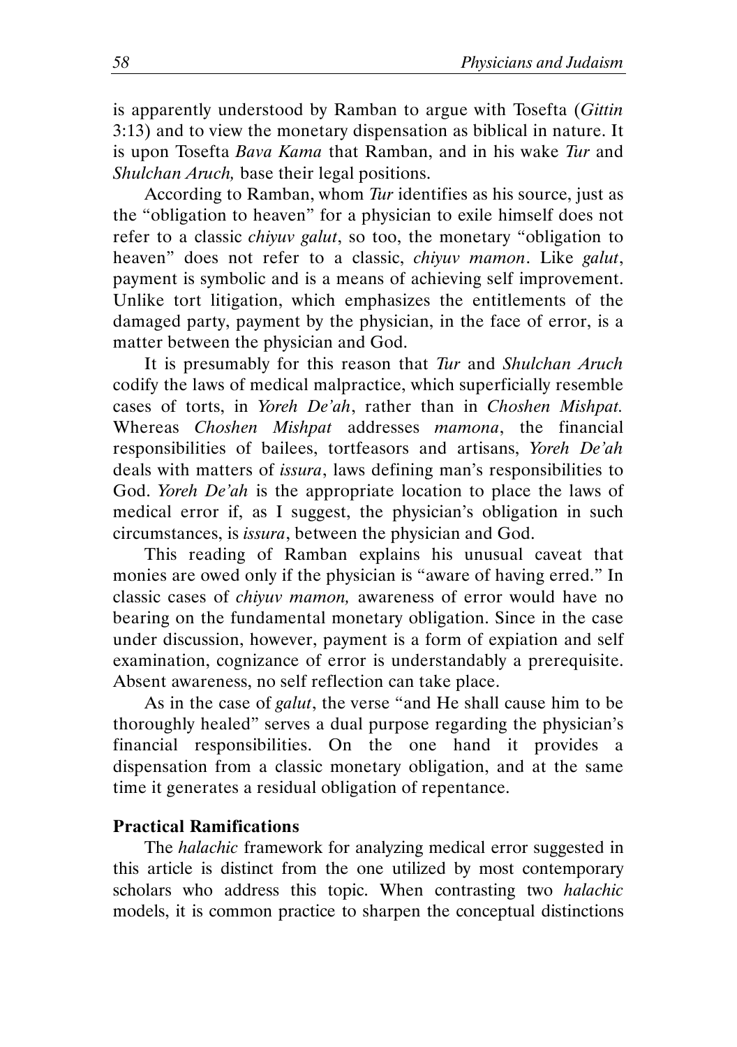is apparently understood by Ramban to argue with Tosefta (*Gittin* 3:13) and to view the monetary dispensation as biblical in nature. It is upon Tosefta *Bava Kama* that Ramban, and in his wake *Tur* and *Shulchan Aruch,* base their legal positions.

According to Ramban, whom *Tur* identifies as his source, just as the "obligation to heaven" for a physician to exile himself does not refer to a classic *chiyuv galut*, so too, the monetary "obligation to heaven" does not refer to a classic, *chiyuv mamon*. Like *galut*, payment is symbolic and is a means of achieving self improvement. Unlike tort litigation, which emphasizes the entitlements of the damaged party, payment by the physician, in the face of error, is a matter between the physician and God.

It is presumably for this reason that *Tur* and *Shulchan Aruch* codify the laws of medical malpractice, which superficially resemble cases of torts, in *Yoreh De'ah*, rather than in *Choshen Mishpat.* Whereas *Choshen Mishpat* addresses *mamona*, the financial responsibilities of bailees, tortfeasors and artisans, *Yoreh De'ah* deals with matters of *issura*, laws defining man's responsibilities to God. *Yoreh De'ah* is the appropriate location to place the laws of medical error if, as I suggest, the physician's obligation in such circumstances, is *issura*, between the physician and God.

This reading of Ramban explains his unusual caveat that monies are owed only if the physician is "aware of having erred." In classic cases of *chiyuv mamon,* awareness of error would have no bearing on the fundamental monetary obligation. Since in the case under discussion, however, payment is a form of expiation and self examination, cognizance of error is understandably a prerequisite. Absent awareness, no self reflection can take place.

As in the case of *galut*, the verse "and He shall cause him to be thoroughly healed" serves a dual purpose regarding the physician's financial responsibilities. On the one hand it provides a dispensation from a classic monetary obligation, and at the same time it generates a residual obligation of repentance.

**Practical Ramifications**

The *halachic* framework for analyzing medical error suggested in this article is distinct from the one utilized by most contemporary scholars who address this topic. When contrasting two *halachic* models, it is common practice to sharpen the conceptual distinctions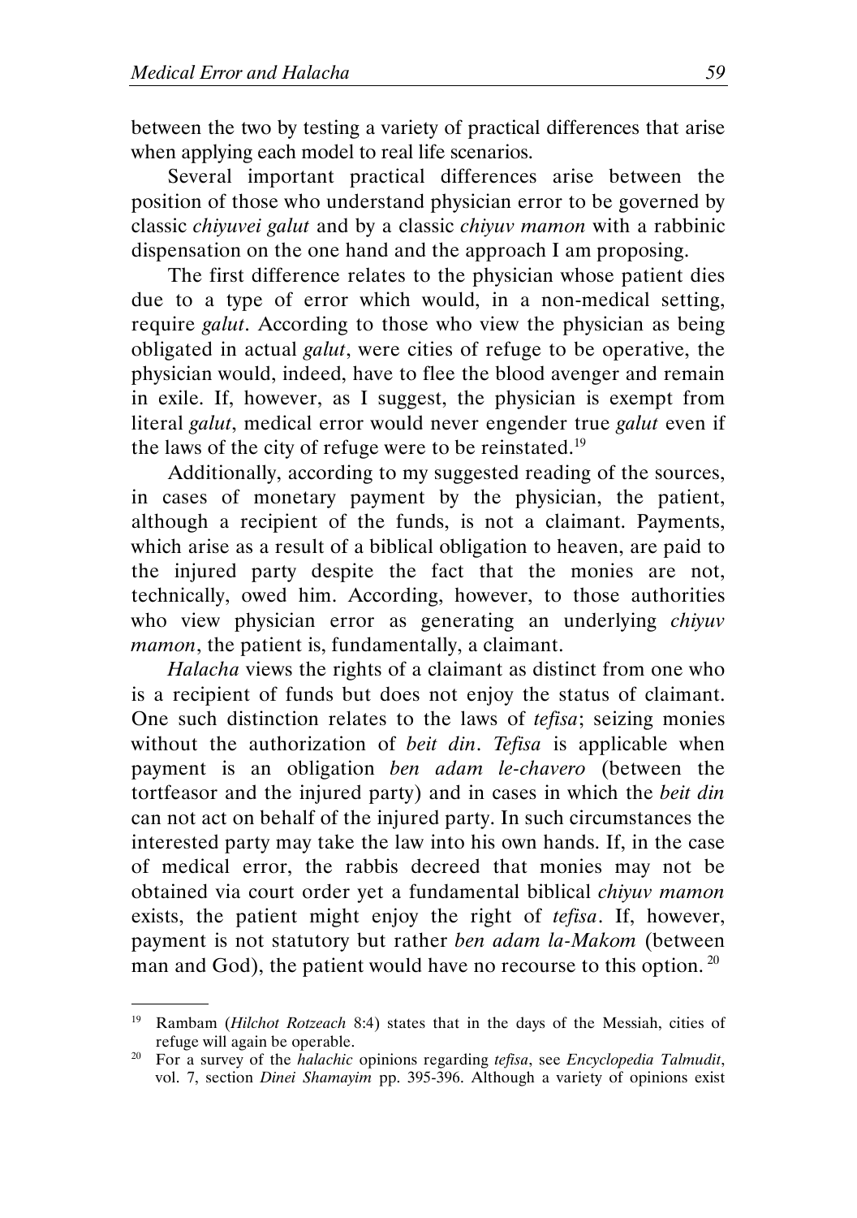between the two by testing a variety of practical differences that arise when applying each model to real life scenarios.

Several important practical differences arise between the position of those who understand physician error to be governed by classic *chiyuvei galut* and by a classic *chiyuv mamon* with a rabbinic dispensation on the one hand and the approach I am proposing.

The first difference relates to the physician whose patient dies due to a type of error which would, in a non-medical setting, require *galut*. According to those who view the physician as being obligated in actual *galut*, were cities of refuge to be operative, the physician would, indeed, have to flee the blood avenger and remain in exile. If, however, as I suggest, the physician is exempt from literal *galut*, medical error would never engender true *galut* even if the laws of the city of refuge were to be reinstated.[19]

Additionally, according to my suggested reading of the sources, in cases of monetary payment by the physician, the patient, although a recipient of the funds, is not a claimant. Payments, which arise as a result of a biblical obligation to heaven, are paid to the injured party despite the fact that the monies are not, technically, owed him. According, however, to those authorities who view physician error as generating an underlying *chiyuv mamon*, the patient is, fundamentally, a claimant.

*Halacha* views the rights of a claimant as distinct from one who is a recipient of funds but does not enjoy the status of claimant. One such distinction relates to the laws of *tefisa*; seizing monies without the authorization of *beit din*. *Tefisa* is applicable when payment is an obligation *ben adam le-chavero* (between the tortfeasor and the injured party) and in cases in which the *beit din* can not act on behalf of the injured party. In such circumstances the interested party may take the law into his own hands. If, in the case of medical error, the rabbis decreed that monies may not be obtained via court order yet a fundamental biblical *chiyuv mamon* exists, the patient might enjoy the right of *tefisa*. If, however, payment is not statutory but rather *ben adam la-Makom* (between man and God), the patient would have no recourse to this option.[20]

---

[19] Rambam (*Hilchot Rotzeach* 8:4) states that in the days of the Messiah, cities of refuge will again be operable.

[20] For a survey of the *halachic* opinions regarding *tefisa*, see *Encyclopedia Talmudit*, vol. 7, section *Dinei Shamayim* pp. 395-396. Although a variety of opinions exist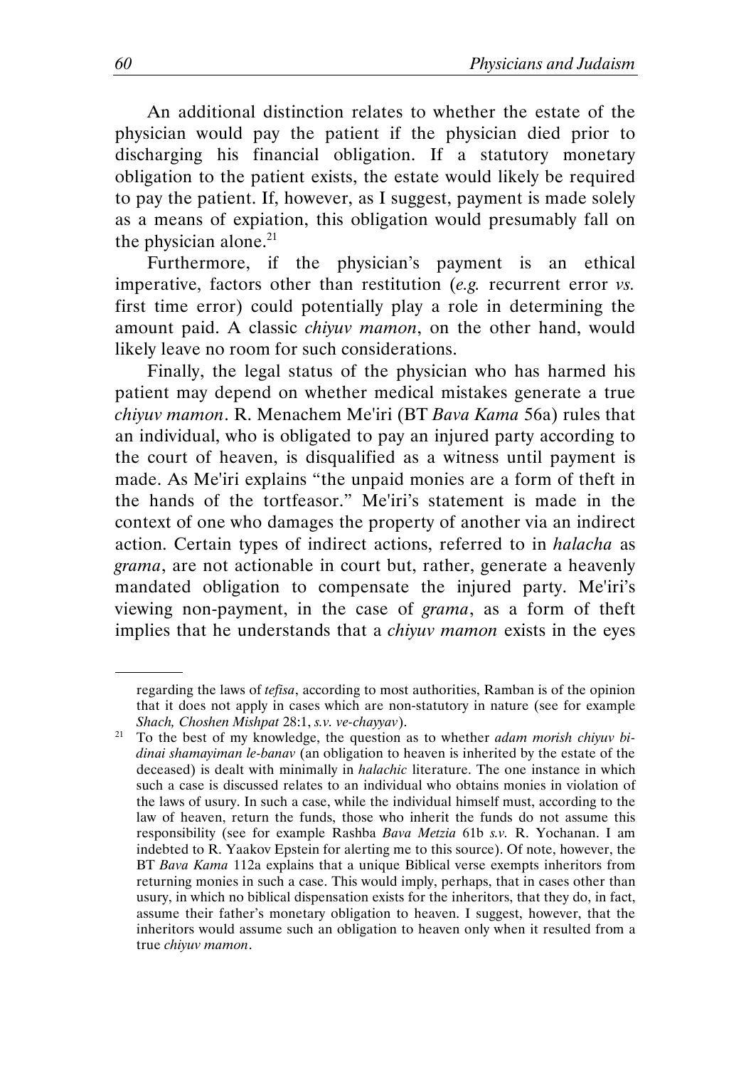An additional distinction relates to whether the estate of the physician would pay the patient if the physician died prior to discharging his financial obligation. If a statutory monetary obligation to the patient exists, the estate would likely be required to pay the patient. If, however, as I suggest, payment is made solely as a means of expiation, this obligation would presumably fall on the physician alone.[21]

Furthermore, if the physician's payment is an ethical imperative, factors other than restitution (*e.g.* recurrent error *vs.* first time error) could potentially play a role in determining the amount paid. A classic *chiyuv mamon*, on the other hand, would likely leave no room for such considerations.

Finally, the legal status of the physician who has harmed his patient may depend on whether medical mistakes generate a true *chiyuv mamon*. R. Menachem Me'iri (BT *Bava Kama* 56a) rules that an individual, who is obligated to pay an injured party according to the court of heaven, is disqualified as a witness until payment is made. As Me'iri explains "the unpaid monies are a form of theft in the hands of the tortfeasor." Me'iri's statement is made in the context of one who damages the property of another via an indirect action. Certain types of indirect actions, referred to in *halacha* as *grama*, are not actionable in court but, rather, generate a heavenly mandated obligation to compensate the injured party. Me'iri's viewing non-payment, in the case of *grama*, as a form of theft implies that he understands that a *chiyuv mamon* exists in the eyes

---

regarding the laws of *tefisa*, according to most authorities, Ramban is of the opinion that it does not apply in cases which are non-statutory in nature (see for example *Shach, Choshen Mishpat* 28:1, *s.v. ve-chayyav*).

[21] To the best of my knowledge, the question as to whether *adam morish chiyuv bi-dinai shamayiman le-banav* (an obligation to heaven is inherited by the estate of the deceased) is dealt with minimally in *halachic* literature. The one instance in which such a case is discussed relates to an individual who obtains monies in violation of the laws of usury. In such a case, while the individual himself must, according to the law of heaven, return the funds, those who inherit the funds do not assume this responsibility (see for example Rashba *Bava Metzia* 61b *s.v.* R. Yochanan. I am indebted to R. Yaakov Epstein for alerting me to this source). Of note, however, the BT *Bava Kama* 112a explains that a unique Biblical verse exempts inheritors from returning monies in such a case. This would imply, perhaps, that in cases other than usury, in which no biblical dispensation exists for the inheritors, that they do, in fact, assume their father's monetary obligation to heaven. I suggest, however, that the inheritors would assume such an obligation to heaven only when it resulted from a true *chiyuv mamon*.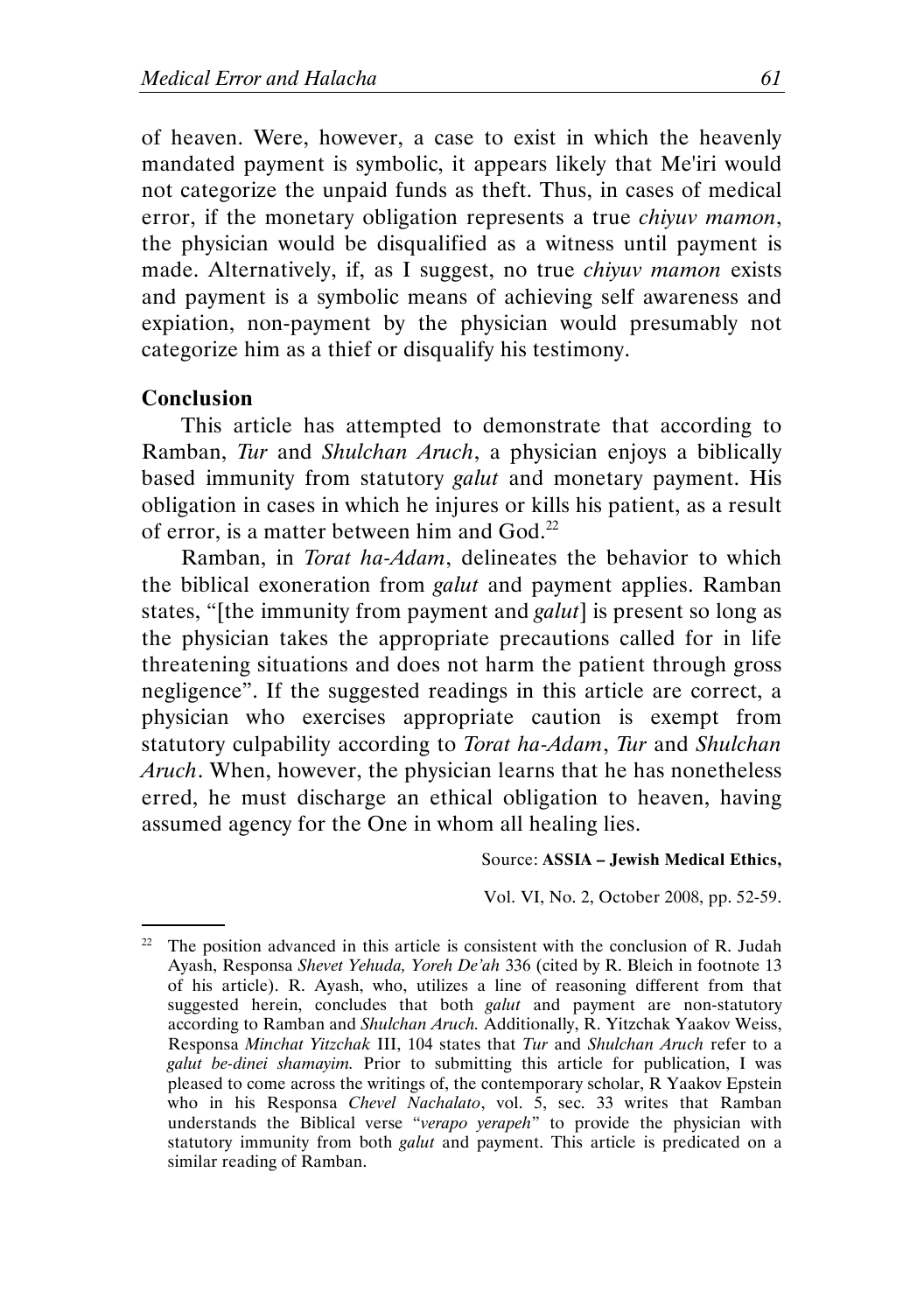of heaven. Were, however, a case to exist in which the heavenly mandated payment is symbolic, it appears likely that Me'iri would not categorize the unpaid funds as theft. Thus, in cases of medical error, if the monetary obligation represents a true *chiyuv mamon*, the physician would be disqualified as a witness until payment is made. Alternatively, if, as I suggest, no true *chiyuv mamon* exists and payment is a symbolic means of achieving self awareness and expiation, non-payment by the physician would presumably not categorize him as a thief or disqualify his testimony.

## Conclusion

This article has attempted to demonstrate that according to Ramban, *Tur* and *Shulchan Aruch*, a physician enjoys a biblically based immunity from statutory *galut* and monetary payment. His obligation in cases in which he injures or kills his patient, as a result of error, is a matter between him and God.[22]

Ramban, in *Torat ha-Adam*, delineates the behavior to which the biblical exoneration from *galut* and payment applies. Ramban states, "[the immunity from payment and *galut*] is present so long as the physician takes the appropriate precautions called for in life threatening situations and does not harm the patient through gross negligence". If the suggested readings in this article are correct, a physician who exercises appropriate caution is exempt from statutory culpability according to *Torat ha-Adam*, *Tur* and *Shulchan Aruch*. When, however, the physician learns that he has nonetheless erred, he must discharge an ethical obligation to heaven, having assumed agency for the One in whom all healing lies.

Source: **ASSIA – Jewish Medical Ethics,**

Vol. VI, No. 2, October 2008, pp. 52-59.

---

[22] The position advanced in this article is consistent with the conclusion of R. Judah Ayash, Responsa *Shevet Yehuda, Yoreh De'ah* 336 (cited by R. Bleich in footnote 13 of his article). R. Ayash, who, utilizes a line of reasoning different from that suggested herein, concludes that both *galut* and payment are non-statutory according to Ramban and *Shulchan Aruch.* Additionally, R. Yitzchak Yaakov Weiss, Responsa *Minchat Yitzchak* III, 104 states that *Tur* and *Shulchan Aruch* refer to a *galut be-dinei shamayim.* Prior to submitting this article for publication, I was pleased to come across the writings of, the contemporary scholar, R Yaakov Epstein who in his Responsa *Chevel Nachalato*, vol. 5, sec. 33 writes that Ramban understands the Biblical verse "*verapo yerapeh*" to provide the physician with statutory immunity from both *galut* and payment. This article is predicated on a similar reading of Ramban.